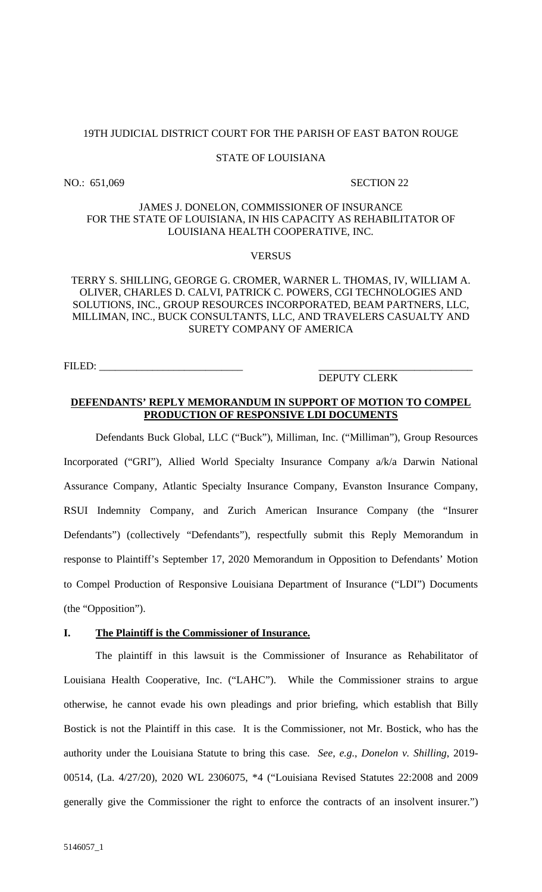19TH JUDICIAL DISTRICT COURT FOR THE PARISH OF EAST BATON ROUGE

STATE OF LOUISIANA

NO.: 651,069 SECTION 22

JAMES J. DONELON, COMMISSIONER OF INSURANCE FOR THE STATE OF LOUISIANA, IN HIS CAPACITY AS REHABILITATOR OF LOUISIANA HEALTH COOPERATIVE, INC.

VERSUS

TERRY S. SHILLING, GEORGE G. CROMER, WARNER L. THOMAS, IV, WILLIAM A. OLIVER, CHARLES D. CALVI, PATRICK C. POWERS, CGI TECHNOLOGIES AND SOLUTIONS, INC., GROUP RESOURCES INCORPORATED, BEAM PARTNERS, LLC, MILLIMAN, INC., BUCK CONSULTANTS, LLC, AND TRAVELERS CASUALTY AND SURETY COMPANY OF AMERICA

FILED: ___________________________ ___________________________
DEPUTY CLERK

**DEFENDANTS' REPLY MEMORANDUM IN SUPPORT OF MOTION TO COMPEL PRODUCTION OF RESPONSIVE LDI DOCUMENTS**

Defendants Buck Global, LLC ("Buck"), Milliman, Inc. ("Milliman"), Group Resources Incorporated ("GRI"), Allied World Specialty Insurance Company a/k/a Darwin National Assurance Company, Atlantic Specialty Insurance Company, Evanston Insurance Company, RSUI Indemnity Company, and Zurich American Insurance Company (the "Insurer Defendants") (collectively "Defendants"), respectfully submit this Reply Memorandum in response to Plaintiff's September 17, 2020 Memorandum in Opposition to Defendants' Motion to Compel Production of Responsive Louisiana Department of Insurance ("LDI") Documents (the "Opposition").

## I. The Plaintiff is the Commissioner of Insurance.

The plaintiff in this lawsuit is the Commissioner of Insurance as Rehabilitator of Louisiana Health Cooperative, Inc. ("LAHC"). While the Commissioner strains to argue otherwise, he cannot evade his own pleadings and prior briefing, which establish that Billy Bostick is not the Plaintiff in this case. It is the Commissioner, not Mr. Bostick, who has the authority under the Louisiana Statute to bring this case. *See, e.g.*, *Donelon v. Shilling*, 2019-00514, (La. 4/27/20), 2020 WL 2306075, *4 ("Louisiana Revised Statutes 22:2008 and 2009 generally give the Commissioner the right to enforce the contracts of an insolvent insurer.")

5146057_1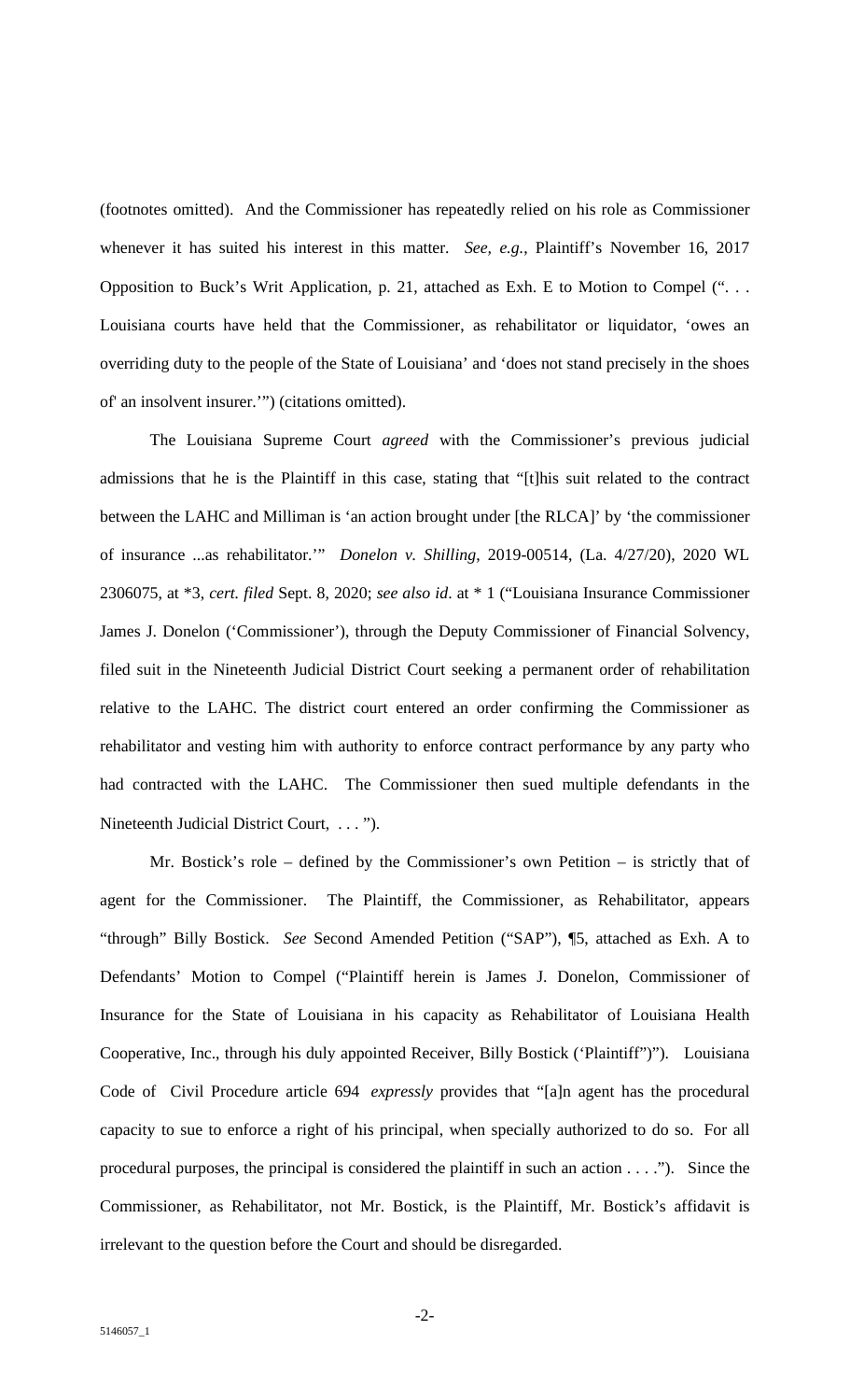(footnotes omitted). And the Commissioner has repeatedly relied on his role as Commissioner whenever it has suited his interest in this matter. *See, e.g.*, Plaintiff's November 16, 2017 Opposition to Buck's Writ Application, p. 21, attached as Exh. E to Motion to Compel (". . . Louisiana courts have held that the Commissioner, as rehabilitator or liquidator, 'owes an overriding duty to the people of the State of Louisiana' and 'does not stand precisely in the shoes of' an insolvent insurer.'") (citations omitted).

The Louisiana Supreme Court *agreed* with the Commissioner's previous judicial admissions that he is the Plaintiff in this case, stating that "[t]his suit related to the contract between the LAHC and Milliman is 'an action brought under [the RLCA]' by 'the commissioner of insurance ...as rehabilitator.'" *Donelon v. Shilling*, 2019-00514, (La. 4/27/20), 2020 WL 2306075, at *3, *cert. filed* Sept. 8, 2020; *see also id*. at * 1 ("Louisiana Insurance Commissioner James J. Donelon ('Commissioner'), through the Deputy Commissioner of Financial Solvency, filed suit in the Nineteenth Judicial District Court seeking a permanent order of rehabilitation relative to the LAHC. The district court entered an order confirming the Commissioner as rehabilitator and vesting him with authority to enforce contract performance by any party who had contracted with the LAHC. The Commissioner then sued multiple defendants in the Nineteenth Judicial District Court, . . . ").

Mr. Bostick's role – defined by the Commissioner's own Petition – is strictly that of agent for the Commissioner. The Plaintiff, the Commissioner, as Rehabilitator, appears "through" Billy Bostick. *See* Second Amended Petition ("SAP"), ¶5, attached as Exh. A to Defendants' Motion to Compel ("Plaintiff herein is James J. Donelon, Commissioner of Insurance for the State of Louisiana in his capacity as Rehabilitator of Louisiana Health Cooperative, Inc., through his duly appointed Receiver, Billy Bostick ('Plaintiff")"). Louisiana Code of Civil Procedure article 694 *expressly* provides that "[a]n agent has the procedural capacity to sue to enforce a right of his principal, when specially authorized to do so. For all procedural purposes, the principal is considered the plaintiff in such an action . . . ."). Since the Commissioner, as Rehabilitator, not Mr. Bostick, is the Plaintiff, Mr. Bostick's affidavit is irrelevant to the question before the Court and should be disregarded.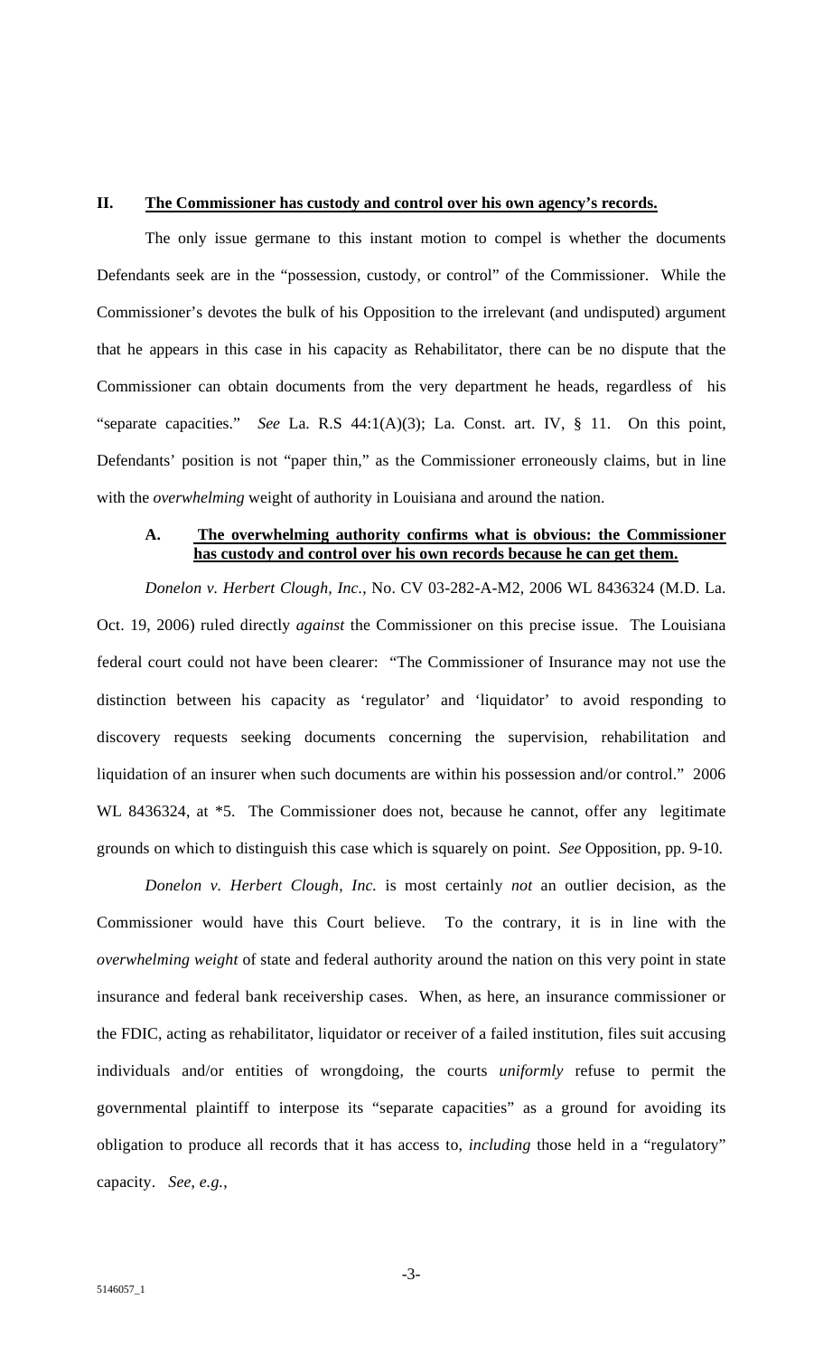## II. <u>The Commissioner has custody and control over his own agency's records.</u>

The only issue germane to this instant motion to compel is whether the documents Defendants seek are in the "possession, custody, or control" of the Commissioner. While the Commissioner's devotes the bulk of his Opposition to the irrelevant (and undisputed) argument that he appears in this case in his capacity as Rehabilitator, there can be no dispute that the Commissioner can obtain documents from the very department he heads, regardless of his "separate capacities." *See* La. R.S 44:1(A)(3); La. Const. art. IV, § 11. On this point, Defendants' position is not "paper thin," as the Commissioner erroneously claims, but in line with the *overwhelming* weight of authority in Louisiana and around the nation.

### A. <u>The overwhelming authority confirms what is obvious: the Commissioner has custody and control over his own records because he can get them.</u>

*Donelon v. Herbert Clough, Inc.*, No. CV 03-282-A-M2, 2006 WL 8436324 (M.D. La. Oct. 19, 2006) ruled directly *against* the Commissioner on this precise issue. The Louisiana federal court could not have been clearer: "The Commissioner of Insurance may not use the distinction between his capacity as 'regulator' and 'liquidator' to avoid responding to discovery requests seeking documents concerning the supervision, rehabilitation and liquidation of an insurer when such documents are within his possession and/or control." 2006 WL 8436324, at *5. The Commissioner does not, because he cannot, offer any legitimate grounds on which to distinguish this case which is squarely on point. *See* Opposition, pp. 9-10.

*Donelon v. Herbert Clough, Inc.* is most certainly *not* an outlier decision, as the Commissioner would have this Court believe. To the contrary, it is in line with the *overwhelming weight* of state and federal authority around the nation on this very point in state insurance and federal bank receivership cases. When, as here, an insurance commissioner or the FDIC, acting as rehabilitator, liquidator or receiver of a failed institution, files suit accusing individuals and/or entities of wrongdoing, the courts *uniformly* refuse to permit the governmental plaintiff to interpose its "separate capacities" as a ground for avoiding its obligation to produce all records that it has access to, *including* those held in a "regulatory" capacity. *See, e.g.*,

5146057_1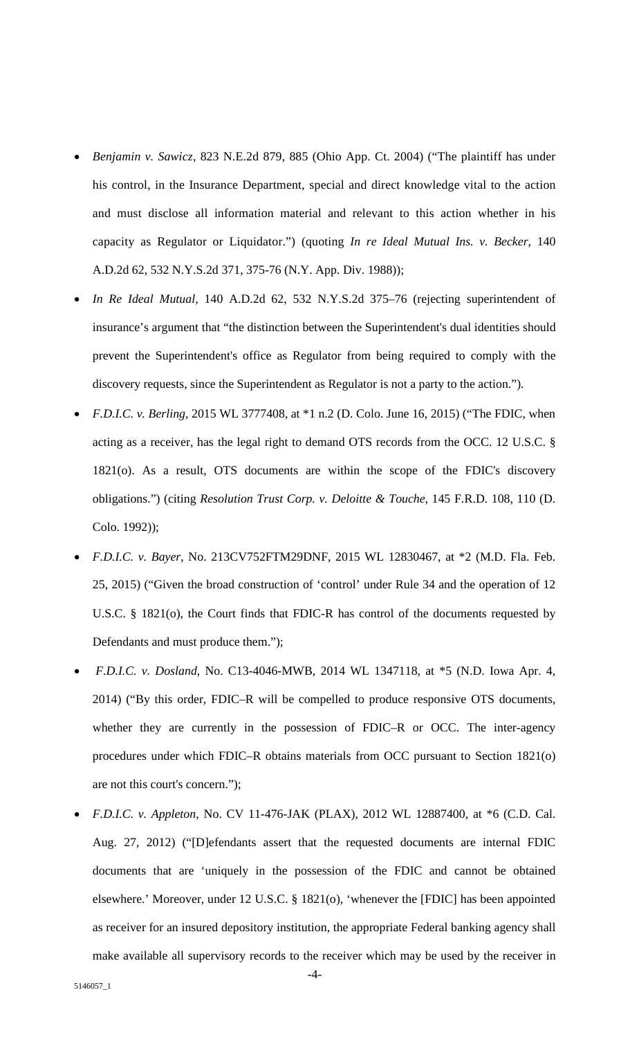- *Benjamin v. Sawicz*, 823 N.E.2d 879, 885 (Ohio App. Ct. 2004) ("The plaintiff has under his control, in the Insurance Department, special and direct knowledge vital to the action and must disclose all information material and relevant to this action whether in his capacity as Regulator or Liquidator.") (quoting *In re Ideal Mutual Ins. v. Becker*, 140 A.D.2d 62, 532 N.Y.S.2d 371, 375-76 (N.Y. App. Div. 1988));

- *In Re Ideal Mutual*, 140 A.D.2d 62, 532 N.Y.S.2d 375–76 (rejecting superintendent of insurance's argument that "the distinction between the Superintendent's dual identities should prevent the Superintendent's office as Regulator from being required to comply with the discovery requests, since the Superintendent as Regulator is not a party to the action.").

- *F.D.I.C. v. Berling*, 2015 WL 3777408, at *1 n.2 (D. Colo. June 16, 2015) ("The FDIC, when acting as a receiver, has the legal right to demand OTS records from the OCC. 12 U.S.C. § 1821(o). As a result, OTS documents are within the scope of the FDIC's discovery obligations.") (citing *Resolution Trust Corp. v. Deloitte & Touche*, 145 F.R.D. 108, 110 (D. Colo. 1992));

- *F.D.I.C. v. Bayer*, No. 213CV752FTM29DNF, 2015 WL 12830467, at *2 (M.D. Fla. Feb. 25, 2015) ("Given the broad construction of 'control' under Rule 34 and the operation of 12 U.S.C. § 1821(o), the Court finds that FDIC-R has control of the documents requested by Defendants and must produce them.");

- *F.D.I.C. v. Dosland*, No. C13-4046-MWB, 2014 WL 1347118, at *5 (N.D. Iowa Apr. 4, 2014) ("By this order, FDIC–R will be compelled to produce responsive OTS documents, whether they are currently in the possession of FDIC–R or OCC. The inter-agency procedures under which FDIC–R obtains materials from OCC pursuant to Section 1821(o) are not this court's concern.");

- *F.D.I.C. v. Appleton*, No. CV 11-476-JAK (PLAX), 2012 WL 12887400, at *6 (C.D. Cal. Aug. 27, 2012) ("[D]efendants assert that the requested documents are internal FDIC documents that are 'uniquely in the possession of the FDIC and cannot be obtained elsewhere.' Moreover, under 12 U.S.C. § 1821(o), 'whenever the [FDIC] has been appointed as receiver for an insured depository institution, the appropriate Federal banking agency shall make available all supervisory records to the receiver which may be used by the receiver in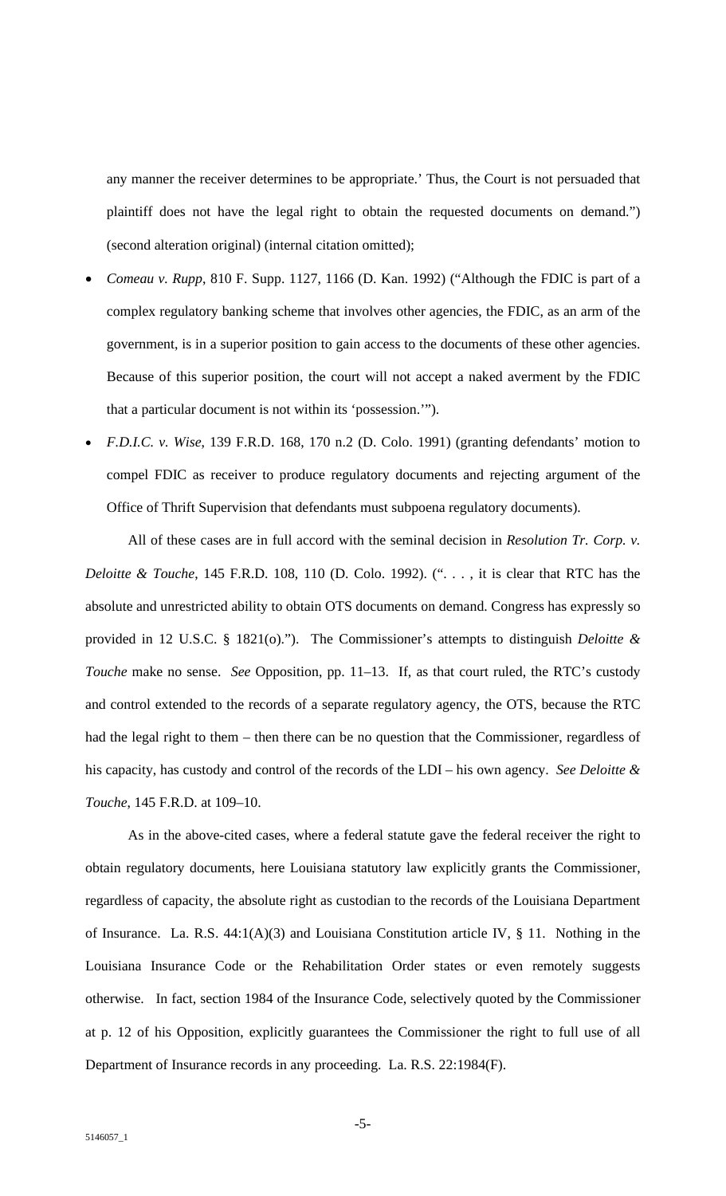any manner the receiver determines to be appropriate.' Thus, the Court is not persuaded that plaintiff does not have the legal right to obtain the requested documents on demand.") (second alteration original) (internal citation omitted);

- *Comeau v. Rupp*, 810 F. Supp. 1127, 1166 (D. Kan. 1992) ("Although the FDIC is part of a complex regulatory banking scheme that involves other agencies, the FDIC, as an arm of the government, is in a superior position to gain access to the documents of these other agencies. Because of this superior position, the court will not accept a naked averment by the FDIC that a particular document is not within its 'possession.'").
- *F.D.I.C. v. Wise*, 139 F.R.D. 168, 170 n.2 (D. Colo. 1991) (granting defendants' motion to compel FDIC as receiver to produce regulatory documents and rejecting argument of the Office of Thrift Supervision that defendants must subpoena regulatory documents).

All of these cases are in full accord with the seminal decision in *Resolution Tr. Corp. v. Deloitte & Touche*, 145 F.R.D. 108, 110 (D. Colo. 1992). (". . . , it is clear that RTC has the absolute and unrestricted ability to obtain OTS documents on demand. Congress has expressly so provided in 12 U.S.C. § 1821(o)."). The Commissioner's attempts to distinguish *Deloitte & Touche* make no sense. *See* Opposition, pp. 11–13. If, as that court ruled, the RTC's custody and control extended to the records of a separate regulatory agency, the OTS, because the RTC had the legal right to them – then there can be no question that the Commissioner, regardless of his capacity, has custody and control of the records of the LDI – his own agency. *See Deloitte & Touche*, 145 F.R.D. at 109–10.

As in the above-cited cases, where a federal statute gave the federal receiver the right to obtain regulatory documents, here Louisiana statutory law explicitly grants the Commissioner, regardless of capacity, the absolute right as custodian to the records of the Louisiana Department of Insurance. La. R.S. 44:1(A)(3) and Louisiana Constitution article IV, § 11. Nothing in the Louisiana Insurance Code or the Rehabilitation Order states or even remotely suggests otherwise. In fact, section 1984 of the Insurance Code, selectively quoted by the Commissioner at p. 12 of his Opposition, explicitly guarantees the Commissioner the right to full use of all Department of Insurance records in any proceeding. La. R.S. 22:1984(F).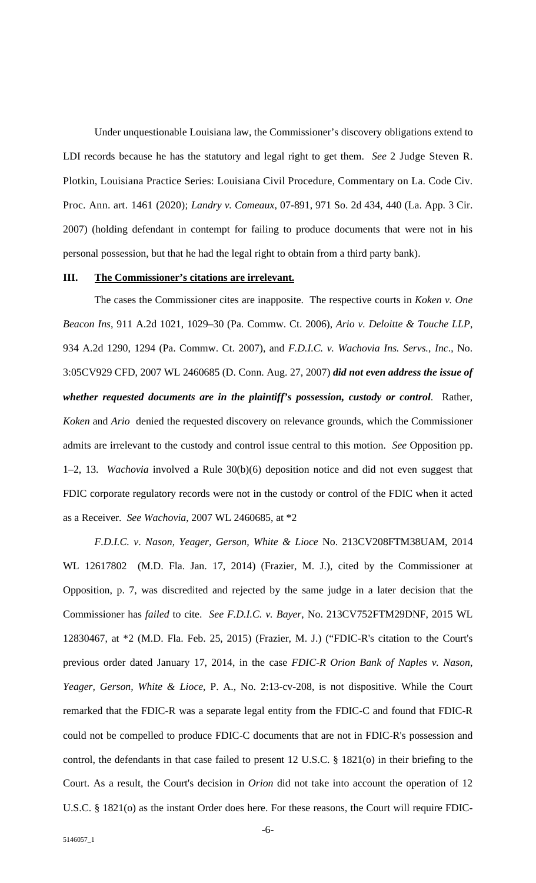Under unquestionable Louisiana law, the Commissioner's discovery obligations extend to LDI records because he has the statutory and legal right to get them. *See* 2 Judge Steven R. Plotkin, Louisiana Practice Series: Louisiana Civil Procedure, Commentary on La. Code Civ. Proc. Ann. art. 1461 (2020); *Landry v. Comeaux*, 07-891, 971 So. 2d 434, 440 (La. App. 3 Cir. 2007) (holding defendant in contempt for failing to produce documents that were not in his personal possession, but that he had the legal right to obtain from a third party bank).

## III. <u>The Commissioner's citations are irrelevant.</u>

The cases the Commissioner cites are inapposite. The respective courts in *Koken v. One Beacon Ins*, 911 A.2d 1021, 1029–30 (Pa. Commw. Ct. 2006), *Ario v. Deloitte & Touche LLP*, 934 A.2d 1290, 1294 (Pa. Commw. Ct. 2007), and *F.D.I.C. v. Wachovia Ins. Servs., Inc*., No. 3:05CV929 CFD, 2007 WL 2460685 (D. Conn. Aug. 27, 2007) ***did not even address the issue of whether requested documents are in the plaintiff's possession, custody or control***. Rather, *Koken* and *Ario* denied the requested discovery on relevance grounds, which the Commissioner admits are irrelevant to the custody and control issue central to this motion. *See* Opposition pp. 1–2, 13. *Wachovia* involved a Rule 30(b)(6) deposition notice and did not even suggest that FDIC corporate regulatory records were not in the custody or control of the FDIC when it acted as a Receiver. *See Wachovia*, 2007 WL 2460685, at *2

*F.D.I.C. v. Nason, Yeager, Gerson, White & Lioce* No. 213CV208FTM38UAM, 2014 WL 12617802 (M.D. Fla. Jan. 17, 2014) (Frazier, M. J.), cited by the Commissioner at Opposition, p. 7, was discredited and rejected by the same judge in a later decision that the Commissioner has *failed* to cite. *See F.D.I.C. v. Bayer*, No. 213CV752FTM29DNF, 2015 WL 12830467, at *2 (M.D. Fla. Feb. 25, 2015) (Frazier, M. J.) ("FDIC-R's citation to the Court's previous order dated January 17, 2014, in the case *FDIC-R Orion Bank of Naples v. Nason, Yeager, Gerson, White & Lioce*, P. A., No. 2:13-cv-208, is not dispositive. While the Court remarked that the FDIC-R was a separate legal entity from the FDIC-C and found that FDIC-R could not be compelled to produce FDIC-C documents that are not in FDIC-R's possession and control, the defendants in that case failed to present 12 U.S.C. § 1821(o) in their briefing to the Court. As a result, the Court's decision in *Orion* did not take into account the operation of 12 U.S.C. § 1821(o) as the instant Order does here. For these reasons, the Court will require FDIC-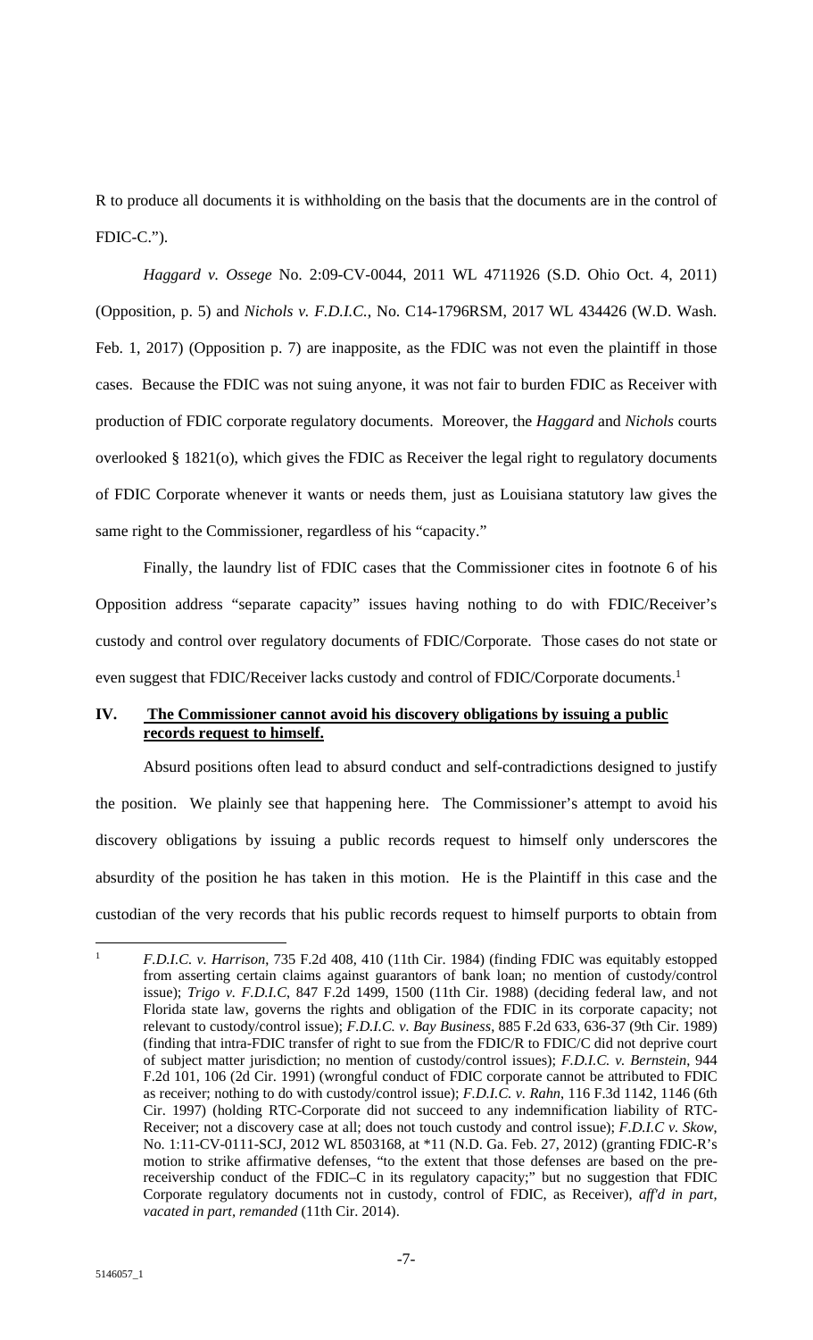R to produce all documents it is withholding on the basis that the documents are in the control of FDIC-C.").

*Haggard v. Ossege* No. 2:09-CV-0044, 2011 WL 4711926 (S.D. Ohio Oct. 4, 2011) (Opposition, p. 5) and *Nichols v. F.D.I.C.*, No. C14-1796RSM, 2017 WL 434426 (W.D. Wash. Feb. 1, 2017) (Opposition p. 7) are inapposite, as the FDIC was not even the plaintiff in those cases. Because the FDIC was not suing anyone, it was not fair to burden FDIC as Receiver with production of FDIC corporate regulatory documents. Moreover, the *Haggard* and *Nichols* courts overlooked § 1821(o), which gives the FDIC as Receiver the legal right to regulatory documents of FDIC Corporate whenever it wants or needs them, just as Louisiana statutory law gives the same right to the Commissioner, regardless of his "capacity."

Finally, the laundry list of FDIC cases that the Commissioner cites in footnote 6 of his Opposition address "separate capacity" issues having nothing to do with FDIC/Receiver's custody and control over regulatory documents of FDIC/Corporate. Those cases do not state or even suggest that FDIC/Receiver lacks custody and control of FDIC/Corporate documents.[1]

## IV. The Commissioner cannot avoid his discovery obligations by issuing a public records request to himself.

Absurd positions often lead to absurd conduct and self-contradictions designed to justify the position. We plainly see that happening here. The Commissioner's attempt to avoid his discovery obligations by issuing a public records request to himself only underscores the absurdity of the position he has taken in this motion. He is the Plaintiff in this case and the custodian of the very records that his public records request to himself purports to obtain from

---

[1] *F.D.I.C. v. Harrison*, 735 F.2d 408, 410 (11th Cir. 1984) (finding FDIC was equitably estopped from asserting certain claims against guarantors of bank loan; no mention of custody/control issue); *Trigo v. F.D.I.C*, 847 F.2d 1499, 1500 (11th Cir. 1988) (deciding federal law, and not Florida state law, governs the rights and obligation of the FDIC in its corporate capacity; not relevant to custody/control issue); *F.D.I.C. v. Bay Business*, 885 F.2d 633, 636-37 (9th Cir. 1989) (finding that intra-FDIC transfer of right to sue from the FDIC/R to FDIC/C did not deprive court of subject matter jurisdiction; no mention of custody/control issues); *F.D.I.C. v. Bernstein*, 944 F.2d 101, 106 (2d Cir. 1991) (wrongful conduct of FDIC corporate cannot be attributed to FDIC as receiver; nothing to do with custody/control issue); *F.D.I.C. v. Rahn*, 116 F.3d 1142, 1146 (6th Cir. 1997) (holding RTC-Corporate did not succeed to any indemnification liability of RTC-Receiver; not a discovery case at all; does not touch custody and control issue); *F.D.I.C v. Skow*, No. 1:11-CV-0111-SCJ, 2012 WL 8503168, at *11 (N.D. Ga. Feb. 27, 2012) (granting FDIC-R's motion to strike affirmative defenses, "to the extent that those defenses are based on the pre-receivership conduct of the FDIC–C in its regulatory capacity;" but no suggestion that FDIC Corporate regulatory documents not in custody, control of FDIC, as Receiver), *aff'd in part, vacated in part, remanded* (11th Cir. 2014).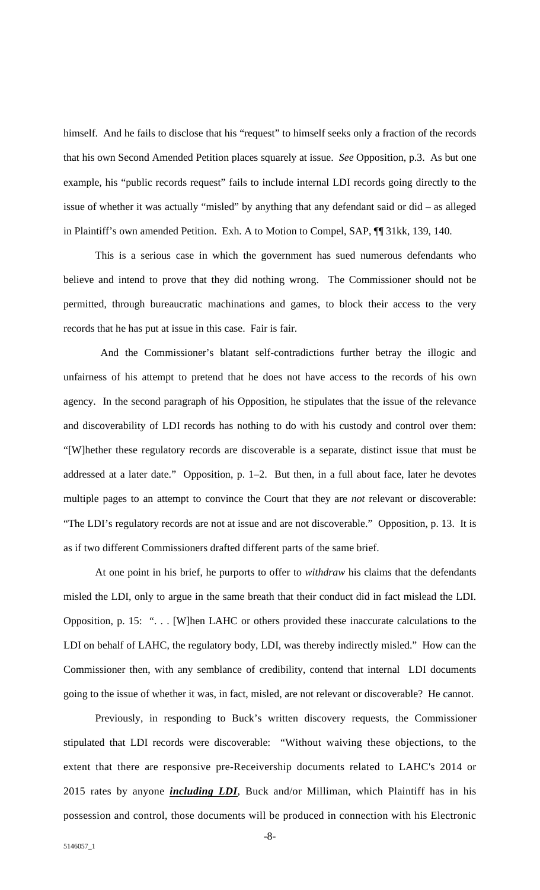himself. And he fails to disclose that his "request" to himself seeks only a fraction of the records that his own Second Amended Petition places squarely at issue. *See* Opposition, p.3. As but one example, his "public records request" fails to include internal LDI records going directly to the issue of whether it was actually "misled" by anything that any defendant said or did – as alleged in Plaintiff's own amended Petition. Exh. A to Motion to Compel, SAP, ¶¶ 31kk, 139, 140.

This is a serious case in which the government has sued numerous defendants who believe and intend to prove that they did nothing wrong. The Commissioner should not be permitted, through bureaucratic machinations and games, to block their access to the very records that he has put at issue in this case. Fair is fair.

And the Commissioner's blatant self-contradictions further betray the illogic and unfairness of his attempt to pretend that he does not have access to the records of his own agency. In the second paragraph of his Opposition, he stipulates that the issue of the relevance and discoverability of LDI records has nothing to do with his custody and control over them: "[W]hether these regulatory records are discoverable is a separate, distinct issue that must be addressed at a later date." Opposition, p. 1–2. But then, in a full about face, later he devotes multiple pages to an attempt to convince the Court that they are *not* relevant or discoverable: "The LDI's regulatory records are not at issue and are not discoverable." Opposition, p. 13. It is as if two different Commissioners drafted different parts of the same brief.

At one point in his brief, he purports to offer to *withdraw* his claims that the defendants misled the LDI, only to argue in the same breath that their conduct did in fact mislead the LDI. Opposition, p. 15: ". . . [W]hen LAHC or others provided these inaccurate calculations to the LDI on behalf of LAHC, the regulatory body, LDI, was thereby indirectly misled." How can the Commissioner then, with any semblance of credibility, contend that internal LDI documents going to the issue of whether it was, in fact, misled, are not relevant or discoverable? He cannot.

Previously, in responding to Buck's written discovery requests, the Commissioner stipulated that LDI records were discoverable: "Without waiving these objections, to the extent that there are responsive pre-Receivership documents related to LAHC's 2014 or 2015 rates by anyone ***including LDI***, Buck and/or Milliman, which Plaintiff has in his possession and control, those documents will be produced in connection with his Electronic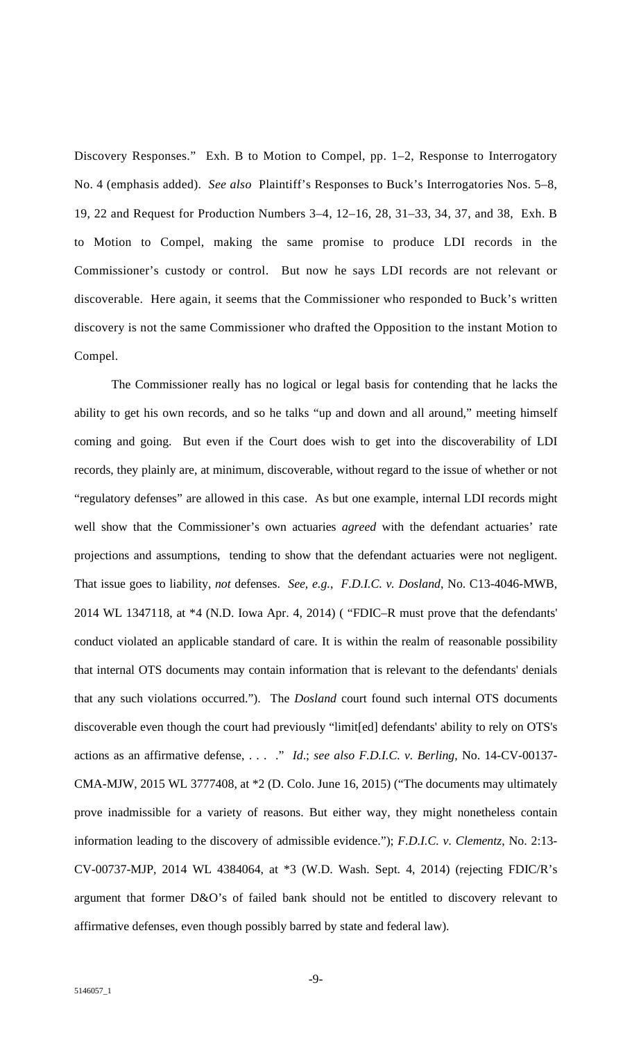Discovery Responses." Exh. B to Motion to Compel, pp. 1–2, Response to Interrogatory No. 4 (emphasis added). *See also* Plaintiff's Responses to Buck's Interrogatories Nos. 5–8, 19, 22 and Request for Production Numbers 3–4, 12–16, 28, 31–33, 34, 37, and 38, Exh. B to Motion to Compel, making the same promise to produce LDI records in the Commissioner's custody or control. But now he says LDI records are not relevant or discoverable. Here again, it seems that the Commissioner who responded to Buck's written discovery is not the same Commissioner who drafted the Opposition to the instant Motion to Compel.

The Commissioner really has no logical or legal basis for contending that he lacks the ability to get his own records, and so he talks "up and down and all around," meeting himself coming and going. But even if the Court does wish to get into the discoverability of LDI records, they plainly are, at minimum, discoverable, without regard to the issue of whether or not "regulatory defenses" are allowed in this case. As but one example, internal LDI records might well show that the Commissioner's own actuaries *agreed* with the defendant actuaries' rate projections and assumptions, tending to show that the defendant actuaries were not negligent. That issue goes to liability, *not* defenses. *See, e.g.*, *F.D.I.C. v. Dosland*, No. C13-4046-MWB, 2014 WL 1347118, at *4 (N.D. Iowa Apr. 4, 2014) ( "FDIC–R must prove that the defendants' conduct violated an applicable standard of care. It is within the realm of reasonable possibility that internal OTS documents may contain information that is relevant to the defendants' denials that any such violations occurred."). The *Dosland* court found such internal OTS documents discoverable even though the court had previously "limit[ed] defendants' ability to rely on OTS's actions as an affirmative defense, . . . ." *Id*.; *see also F.D.I.C. v. Berling*, No. 14-CV-00137-CMA-MJW, 2015 WL 3777408, at *2 (D. Colo. June 16, 2015) ("The documents may ultimately prove inadmissible for a variety of reasons. But either way, they might nonetheless contain information leading to the discovery of admissible evidence."); *F.D.I.C. v. Clementz*, No. 2:13-CV-00737-MJP, 2014 WL 4384064, at *3 (W.D. Wash. Sept. 4, 2014) (rejecting FDIC/R's argument that former D&O's of failed bank should not be entitled to discovery relevant to affirmative defenses, even though possibly barred by state and federal law).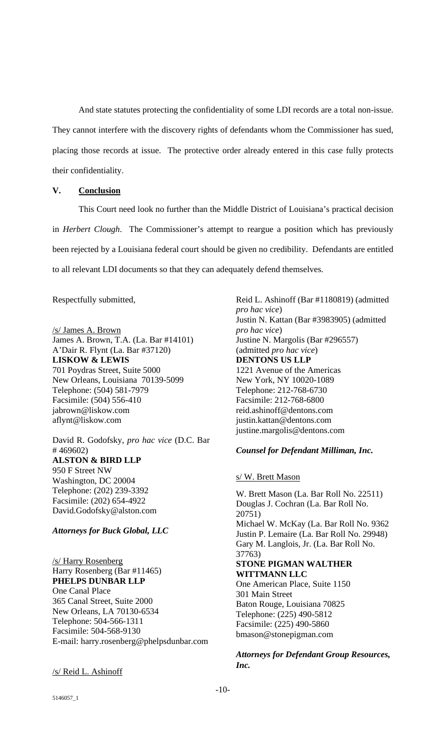And state statutes protecting the confidentiality of some LDI records are a total non-issue. They cannot interfere with the discovery rights of defendants whom the Commissioner has sued, placing those records at issue. The protective order already entered in this case fully protects their confidentiality.

## V. Conclusion

This Court need look no further than the Middle District of Louisiana's practical decision in *Herbert Clough*. The Commissioner's attempt to reargue a position which has previously been rejected by a Louisiana federal court should be given no credibility. Defendants are entitled to all relevant LDI documents so that they can adequately defend themselves.

Respectfully submitted,

/s/ James A. Brown
James A. Brown, T.A. (La. Bar #14101)
A'Dair R. Flynt (La. Bar #37120)
**LISKOW & LEWIS**
701 Poydras Street, Suite 5000
New Orleans, Louisiana 70139-5099
Telephone: (504) 581-7979
Facsimile: (504) 556-410
jabrown@liskow.com
aflynt@liskow.com

David R. Godofsky, *pro hac vice* (D.C. Bar # 469602)
**ALSTON & BIRD LLP**
950 F Street NW
Washington, DC 20004
Telephone: (202) 239-3392
Facsimile: (202) 654-4922
David.Godofsky@alston.com

***Attorneys for Buck Global, LLC***

/s/ Harry Rosenberg
Harry Rosenberg (Bar #11465)
**PHELPS DUNBAR LLP**
One Canal Place
365 Canal Street, Suite 2000
New Orleans, LA 70130-6534
Telephone: 504-566-1311
Facsimile: 504-568-9130
E-mail: harry.rosenberg@phelpsdunbar.com

/s/ Reid L. Ashinoff
Reid L. Ashinoff (Bar #1180819) (admitted *pro hac vice*)
Justin N. Kattan (Bar #3983905) (admitted *pro hac vice*)
Justine N. Margolis (Bar #296557) (admitted *pro hac vice*)
**DENTONS US LLP**
1221 Avenue of the Americas
New York, NY 10020-1089
Telephone: 212-768-6730
Facsimile: 212-768-6800
reid.ashinoff@dentons.com
justin.kattan@dentons.com
justine.margolis@dentons.com

***Counsel for Defendant Milliman, Inc.***

s/ W. Brett Mason

W. Brett Mason (La. Bar Roll No. 22511)
Douglas J. Cochran (La. Bar Roll No. 20751)
Michael W. McKay (La. Bar Roll No. 9362
Justin P. Lemaire (La. Bar Roll No. 29948)
Gary M. Langlois, Jr. (La. Bar Roll No. 37763)
**STONE PIGMAN WALTHER WITTMANN LLC**
One American Place, Suite 1150
301 Main Street
Baton Rouge, Louisiana 70825
Telephone: (225) 490-5812
Facsimile: (225) 490-5860
bmason@stonepigman.com

***Attorneys for Defendant Group Resources, Inc.***

5146057_1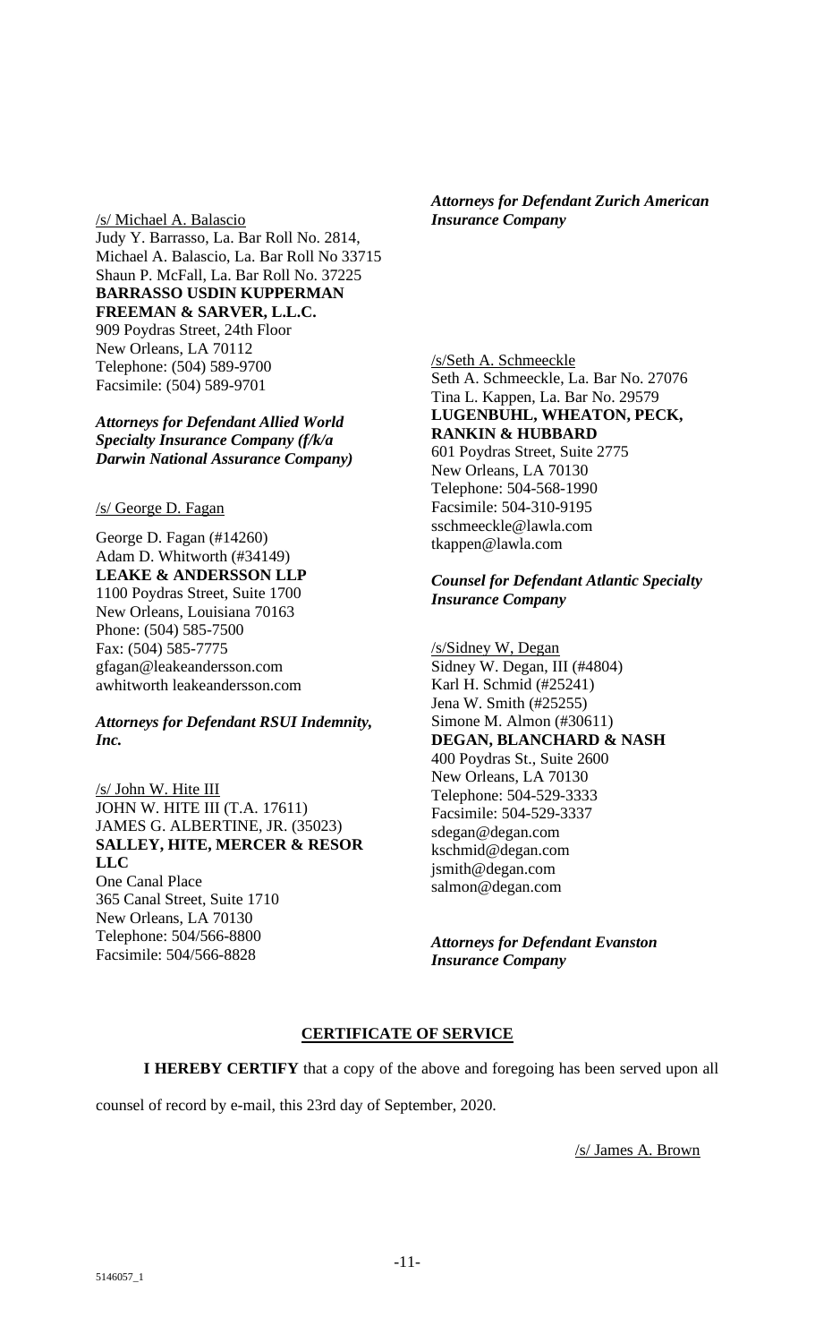/s/ Michael A. Balascio
Judy Y. Barrasso, La. Bar Roll No. 2814,
Michael A. Balascio, La. Bar Roll No 33715
Shaun P. McFall, La. Bar Roll No. 37225
**BARRASSO USDIN KUPPERMAN FREEMAN & SARVER, L.L.C.**
909 Poydras Street, 24th Floor
New Orleans, LA 70112
Telephone: (504) 589-9700
Facsimile: (504) 589-9701

***Attorneys for Defendant Allied World Specialty Insurance Company (f/k/a Darwin National Assurance Company)***

/s/ George D. Fagan

George D. Fagan (#14260)
Adam D. Whitworth (#34149)
**LEAKE & ANDERSSON LLP**
1100 Poydras Street, Suite 1700
New Orleans, Louisiana 70163
Phone: (504) 585-7500
Fax: (504) 585-7775
gfagan@leakeandersson.com
awhitworth leakeandersson.com

***Attorneys for Defendant RSUI Indemnity, Inc.***

/s/ John W. Hite III
JOHN W. HITE III (T.A. 17611)
JAMES G. ALBERTINE, JR. (35023)
**SALLEY, HITE, MERCER & RESOR LLC**
One Canal Place
365 Canal Street, Suite 1710
New Orleans, LA 70130
Telephone: 504/566-8800
Facsimile: 504/566-8828

***Attorneys for Defendant Zurich American Insurance Company***

/s/Seth A. Schmeeckle
Seth A. Schmeeckle, La. Bar No. 27076
Tina L. Kappen, La. Bar No. 29579
**LUGENBUHL, WHEATON, PECK, RANKIN & HUBBARD**
601 Poydras Street, Suite 2775
New Orleans, LA 70130
Telephone: 504-568-1990
Facsimile: 504-310-9195
sschmeeckle@lawla.com
tkappen@lawla.com

***Counsel for Defendant Atlantic Specialty Insurance Company***

/s/Sidney W, Degan
Sidney W. Degan, III (#4804)
Karl H. Schmid (#25241)
Jena W. Smith (#25255)
Simone M. Almon (#30611)
**DEGAN, BLANCHARD & NASH**
400 Poydras St., Suite 2600
New Orleans, LA 70130
Telephone: 504-529-3333
Facsimile: 504-529-3337
sdegan@degan.com
kschmid@degan.com
jsmith@degan.com
salmon@degan.com

***Attorneys for Defendant Evanston Insurance Company***

**CERTIFICATE OF SERVICE**

**I HEREBY CERTIFY** that a copy of the above and foregoing has been served upon all counsel of record by e-mail, this 23rd day of September, 2020.

/s/ James A. Brown

5146057_1